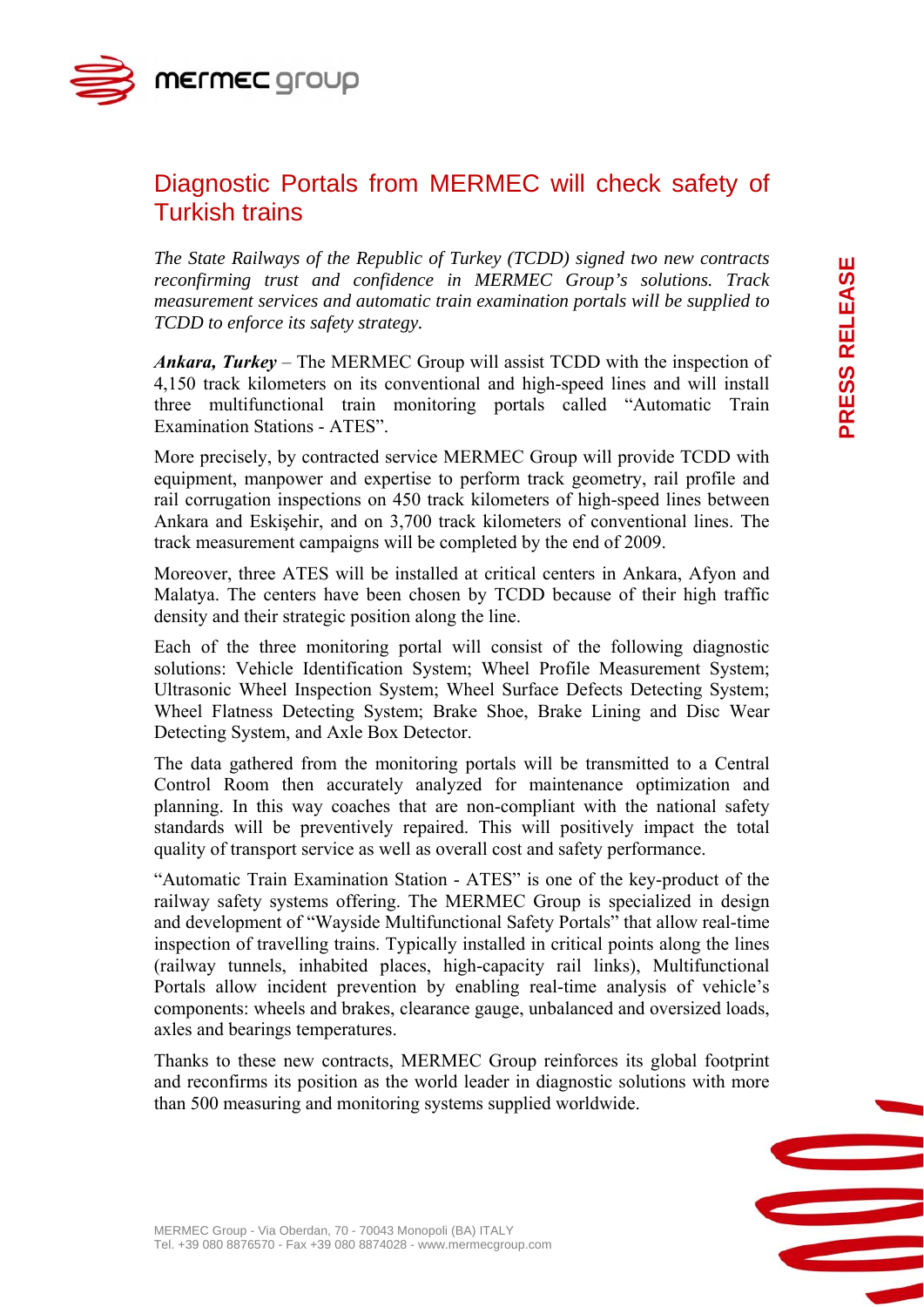# Diagnostic Portals from MERMEC will check safety of Turkish trains

*The State Railways of the Republic of Turkey (TCDD) signed two new contracts reconfirming trust and confidence in MERMEC Group's solutions. Track measurement services and automatic train examination portals will be supplied to TCDD to enforce its safety strategy.*

***Ankara, Turkey*** – The MERMEC Group will assist TCDD with the inspection of 4,150 track kilometers on its conventional and high-speed lines and will install three multifunctional train monitoring portals called "Automatic Train Examination Stations - ATES".

More precisely, by contracted service MERMEC Group will provide TCDD with equipment, manpower and expertise to perform track geometry, rail profile and rail corrugation inspections on 450 track kilometers of high-speed lines between Ankara and Eskişehir, and on 3,700 track kilometers of conventional lines. The track measurement campaigns will be completed by the end of 2009.

Moreover, three ATES will be installed at critical centers in Ankara, Afyon and Malatya. The centers have been chosen by TCDD because of their high traffic density and their strategic position along the line.

Each of the three monitoring portal will consist of the following diagnostic solutions: Vehicle Identification System; Wheel Profile Measurement System; Ultrasonic Wheel Inspection System; Wheel Surface Defects Detecting System; Wheel Flatness Detecting System; Brake Shoe, Brake Lining and Disc Wear Detecting System, and Axle Box Detector.

The data gathered from the monitoring portals will be transmitted to a Central Control Room then accurately analyzed for maintenance optimization and planning. In this way coaches that are non-compliant with the national safety standards will be preventively repaired. This will positively impact the total quality of transport service as well as overall cost and safety performance.

"Automatic Train Examination Station - ATES" is one of the key-product of the railway safety systems offering. The MERMEC Group is specialized in design and development of "Wayside Multifunctional Safety Portals" that allow real-time inspection of travelling trains. Typically installed in critical points along the lines (railway tunnels, inhabited places, high-capacity rail links), Multifunctional Portals allow incident prevention by enabling real-time analysis of vehicle's components: wheels and brakes, clearance gauge, unbalanced and oversized loads, axles and bearings temperatures.

Thanks to these new contracts, MERMEC Group reinforces its global footprint and reconfirms its position as the world leader in diagnostic solutions with more than 500 measuring and monitoring systems supplied worldwide.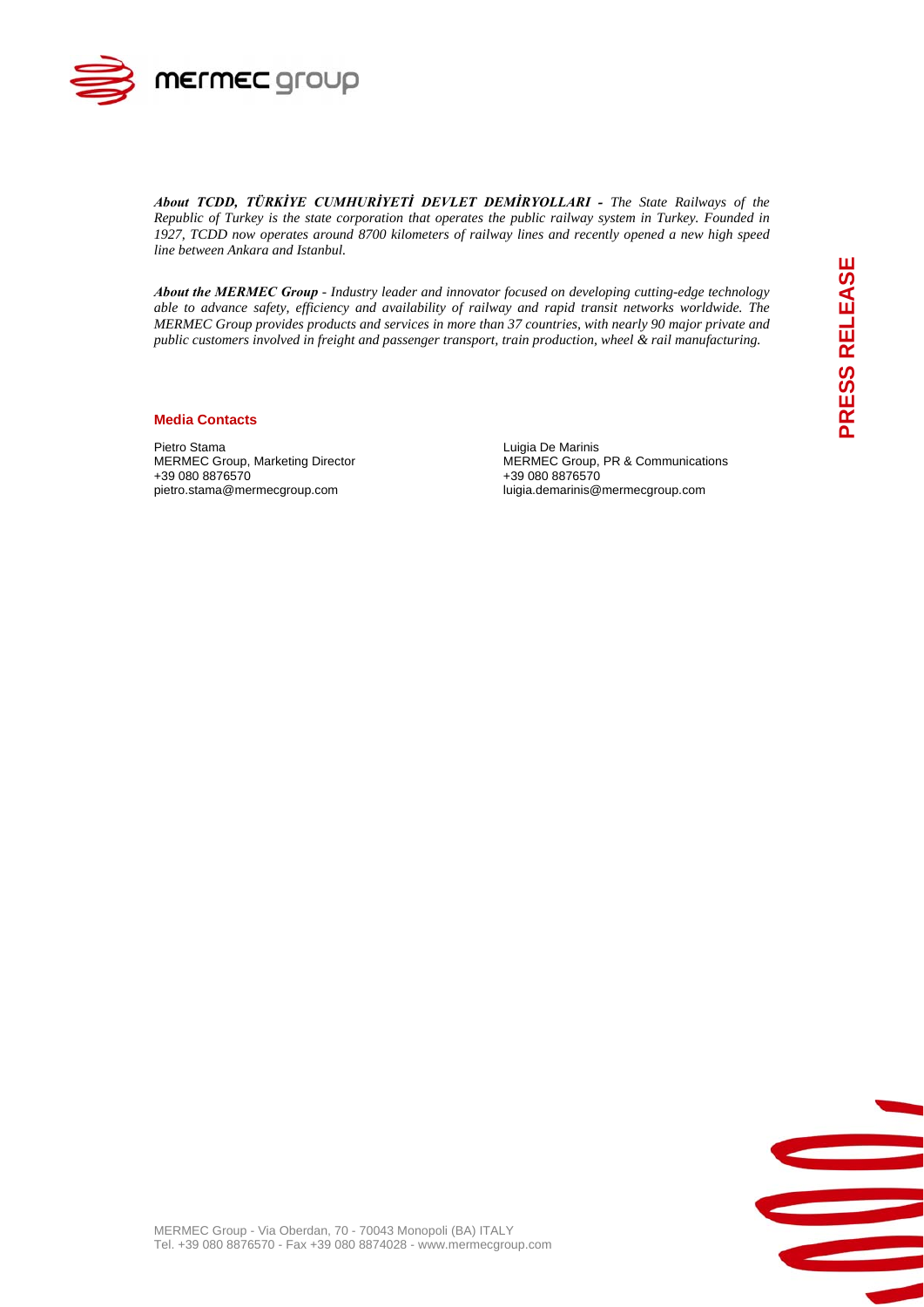***About TCDD, TÜRKİYE CUMHURİYETİ DEVLET DEMİRYOLLARI*** *- The State Railways of the Republic of Turkey is the state corporation that operates the public railway system in Turkey. Founded in 1927, TCDD now operates around 8700 kilometers of railway lines and recently opened a new high speed line between Ankara and Istanbul.*

***About the MERMEC Group*** *- Industry leader and innovator focused on developing cutting-edge technology able to advance safety, efficiency and availability of railway and rapid transit networks worldwide. The MERMEC Group provides products and services in more than 37 countries, with nearly 90 major private and public customers involved in freight and passenger transport, train production, wheel & rail manufacturing.*

**Media Contacts**

Pietro Stama
MERMEC Group, Marketing Director
+39 080 8876570
pietro.stama@mermecgroup.com

Luigia De Marinis
MERMEC Group, PR & Communications
+39 080 8876570
luigia.demarinis@mermecgroup.com

MERMEC Group - Via Oberdan, 70 - 70043 Monopoli (BA) ITALY
Tel. +39 080 8876570 - Fax +39 080 8874028 - www.mermecgroup.com